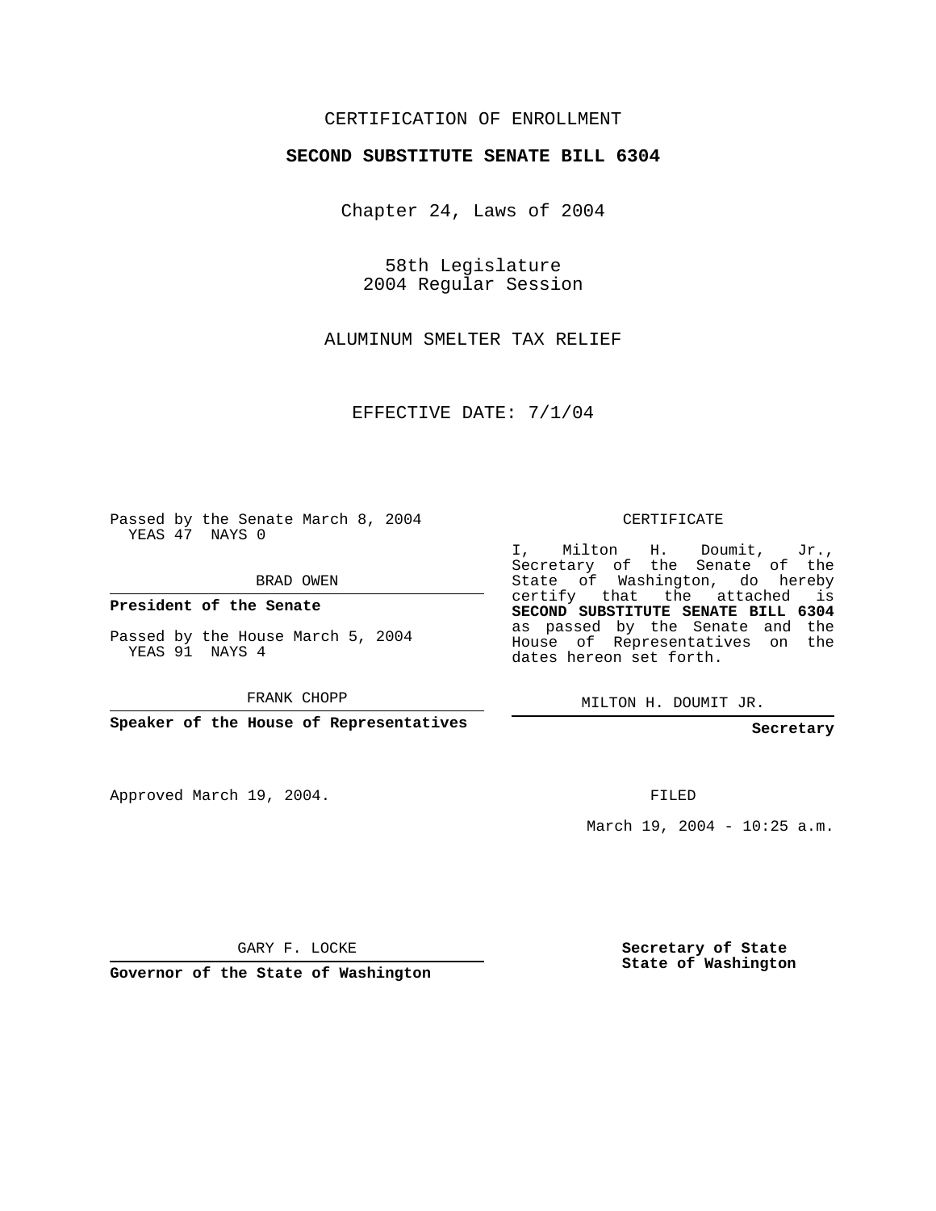CERTIFICATION OF ENROLLMENT

**SECOND SUBSTITUTE SENATE BILL 6304**

Chapter 24, Laws of 2004

58th Legislature
2004 Regular Session

ALUMINUM SMELTER TAX RELIEF

EFFECTIVE DATE: 7/1/04

Passed by the Senate March 8, 2004
YEAS 47 NAYS 0

BRAD OWEN

**President of the Senate**

Passed by the House March 5, 2004
YEAS 91 NAYS 4

FRANK CHOPP

**Speaker of the House of Representatives**

Approved March 19, 2004.

GARY F. LOCKE

**Governor of the State of Washington**

CERTIFICATE

I, Milton H. Doumit, Jr., Secretary of the Senate of the State of Washington, do hereby certify that the attached is **SECOND SUBSTITUTE SENATE BILL 6304** as passed by the Senate and the House of Representatives on the dates hereon set forth.

MILTON H. DOUMIT JR.

**Secretary**

FILED

March 19, 2004 - 10:25 a.m.

**Secretary of State**
**State of Washington**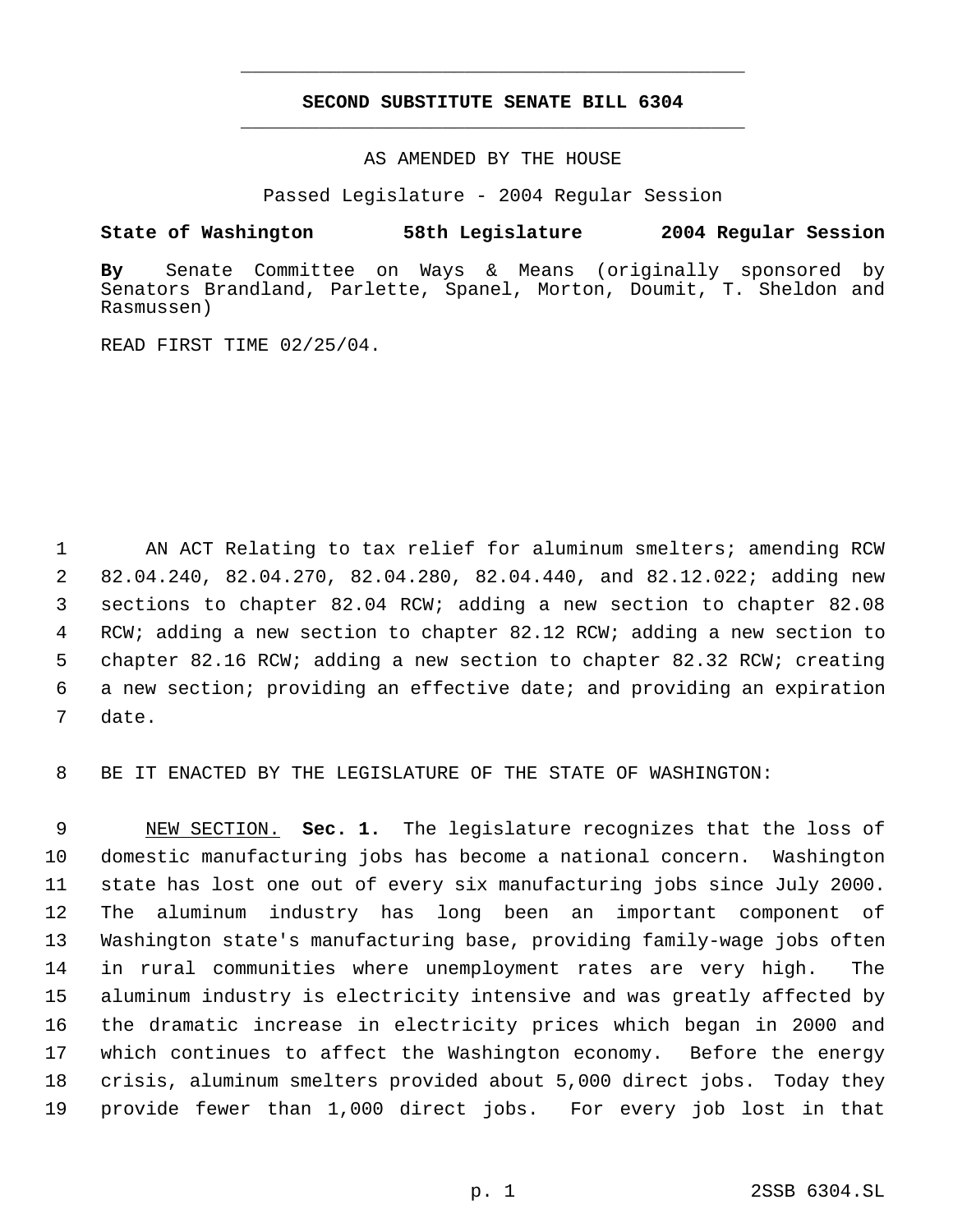# SECOND SUBSTITUTE SENATE BILL 6304

AS AMENDED BY THE HOUSE

Passed Legislature - 2004 Regular Session

**State of Washington 58th Legislature 2004 Regular Session**

**By** Senate Committee on Ways & Means (originally sponsored by Senators Brandland, Parlette, Spanel, Morton, Doumit, T. Sheldon and Rasmussen)

READ FIRST TIME 02/25/04.

1 AN ACT Relating to tax relief for aluminum smelters; amending RCW
2 82.04.240, 82.04.270, 82.04.280, 82.04.440, and 82.12.022; adding new
3 sections to chapter 82.04 RCW; adding a new section to chapter 82.08
4 RCW; adding a new section to chapter 82.12 RCW; adding a new section to
5 chapter 82.16 RCW; adding a new section to chapter 82.32 RCW; creating
6 a new section; providing an effective date; and providing an expiration
7 date.

8 BE IT ENACTED BY THE LEGISLATURE OF THE STATE OF WASHINGTON:

9 NEW SECTION. **Sec. 1.** The legislature recognizes that the loss of
10 domestic manufacturing jobs has become a national concern. Washington
11 state has lost one out of every six manufacturing jobs since July 2000.
12 The aluminum industry has long been an important component of
13 Washington state's manufacturing base, providing family-wage jobs often
14 in rural communities where unemployment rates are very high. The
15 aluminum industry is electricity intensive and was greatly affected by
16 the dramatic increase in electricity prices which began in 2000 and
17 which continues to affect the Washington economy. Before the energy
18 crisis, aluminum smelters provided about 5,000 direct jobs. Today they
19 provide fewer than 1,000 direct jobs. For every job lost in that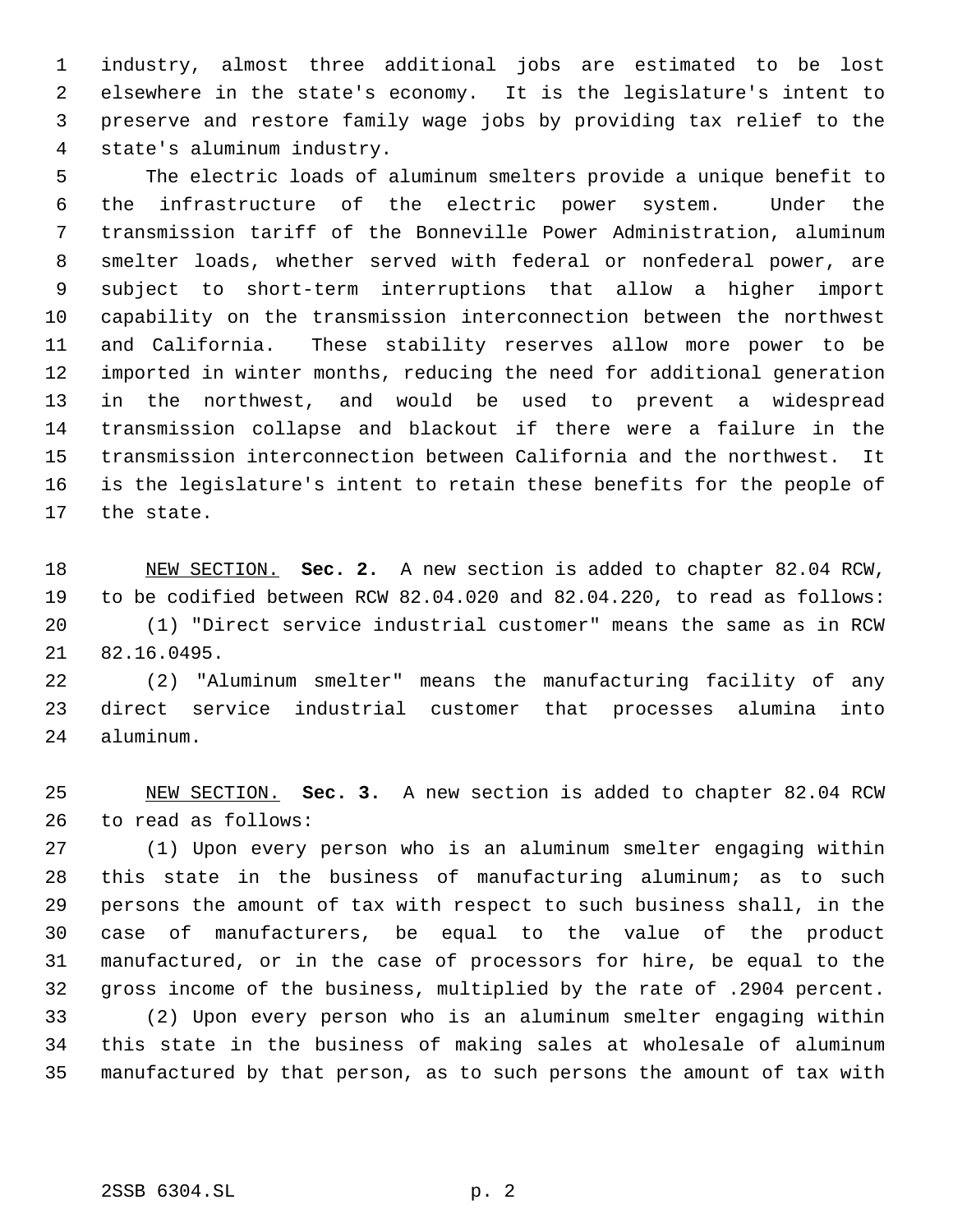industry, almost three additional jobs are estimated to be lost elsewhere in the state's economy. It is the legislature's intent to preserve and restore family wage jobs by providing tax relief to the state's aluminum industry.

The electric loads of aluminum smelters provide a unique benefit to the infrastructure of the electric power system. Under the transmission tariff of the Bonneville Power Administration, aluminum smelter loads, whether served with federal or nonfederal power, are subject to short-term interruptions that allow a higher import capability on the transmission interconnection between the northwest and California. These stability reserves allow more power to be imported in winter months, reducing the need for additional generation in the northwest, and would be used to prevent a widespread transmission collapse and blackout if there were a failure in the transmission interconnection between California and the northwest. It is the legislature's intent to retain these benefits for the people of the state.

NEW SECTION. **Sec. 2.** A new section is added to chapter 82.04 RCW, to be codified between RCW 82.04.020 and 82.04.220, to read as follows:

(1) "Direct service industrial customer" means the same as in RCW 82.16.0495.

(2) "Aluminum smelter" means the manufacturing facility of any direct service industrial customer that processes alumina into aluminum.

NEW SECTION. **Sec. 3.** A new section is added to chapter 82.04 RCW to read as follows:

(1) Upon every person who is an aluminum smelter engaging within this state in the business of manufacturing aluminum; as to such persons the amount of tax with respect to such business shall, in the case of manufacturers, be equal to the value of the product manufactured, or in the case of processors for hire, be equal to the gross income of the business, multiplied by the rate of .2904 percent.

(2) Upon every person who is an aluminum smelter engaging within this state in the business of making sales at wholesale of aluminum manufactured by that person, as to such persons the amount of tax with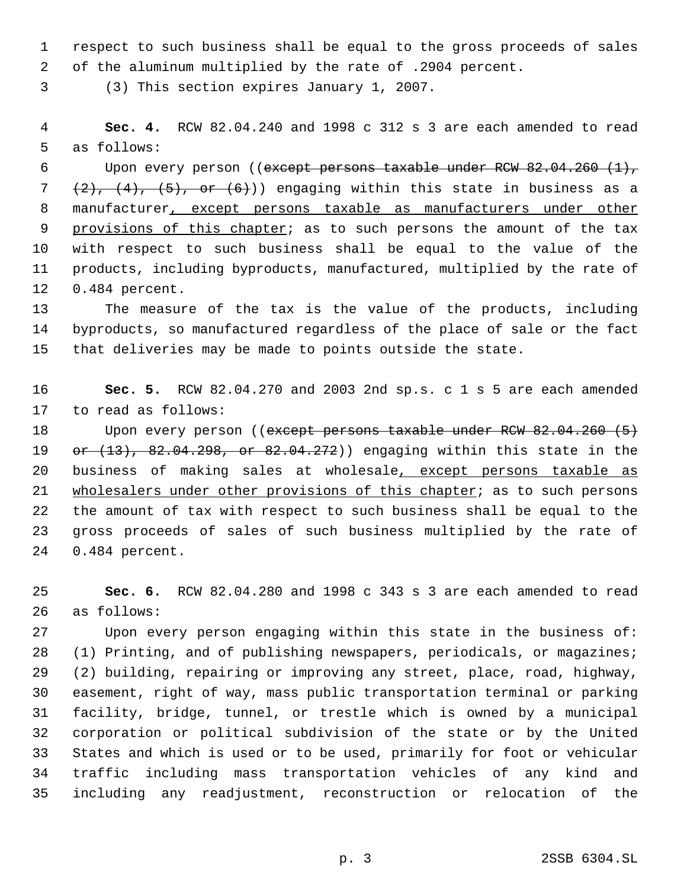respect to such business shall be equal to the gross proceeds of sales of the aluminum multiplied by the rate of .2904 percent.

(3) This section expires January 1, 2007.

**Sec. 4.** RCW 82.04.240 and 1998 c 312 s 3 are each amended to read as follows:

Upon every person ((~~except persons taxable under RCW 82.04.260 (1), (2), (4), (5), or (6)~~)) engaging within this state in business as a manufacturer, except persons taxable as manufacturers under other provisions of this chapter; as to such persons the amount of the tax with respect to such business shall be equal to the value of the products, including byproducts, manufactured, multiplied by the rate of 0.484 percent.

The measure of the tax is the value of the products, including byproducts, so manufactured regardless of the place of sale or the fact that deliveries may be made to points outside the state.

**Sec. 5.** RCW 82.04.270 and 2003 2nd sp.s. c 1 s 5 are each amended to read as follows:

Upon every person ((~~except persons taxable under RCW 82.04.260 (5) or (13), 82.04.298, or 82.04.272~~)) engaging within this state in the business of making sales at wholesale, except persons taxable as wholesalers under other provisions of this chapter; as to such persons the amount of tax with respect to such business shall be equal to the gross proceeds of sales of such business multiplied by the rate of 0.484 percent.

**Sec. 6.** RCW 82.04.280 and 1998 c 343 s 3 are each amended to read as follows:

Upon every person engaging within this state in the business of: (1) Printing, and of publishing newspapers, periodicals, or magazines; (2) building, repairing or improving any street, place, road, highway, easement, right of way, mass public transportation terminal or parking facility, bridge, tunnel, or trestle which is owned by a municipal corporation or political subdivision of the state or by the United States and which is used or to be used, primarily for foot or vehicular traffic including mass transportation vehicles of any kind and including any readjustment, reconstruction or relocation of the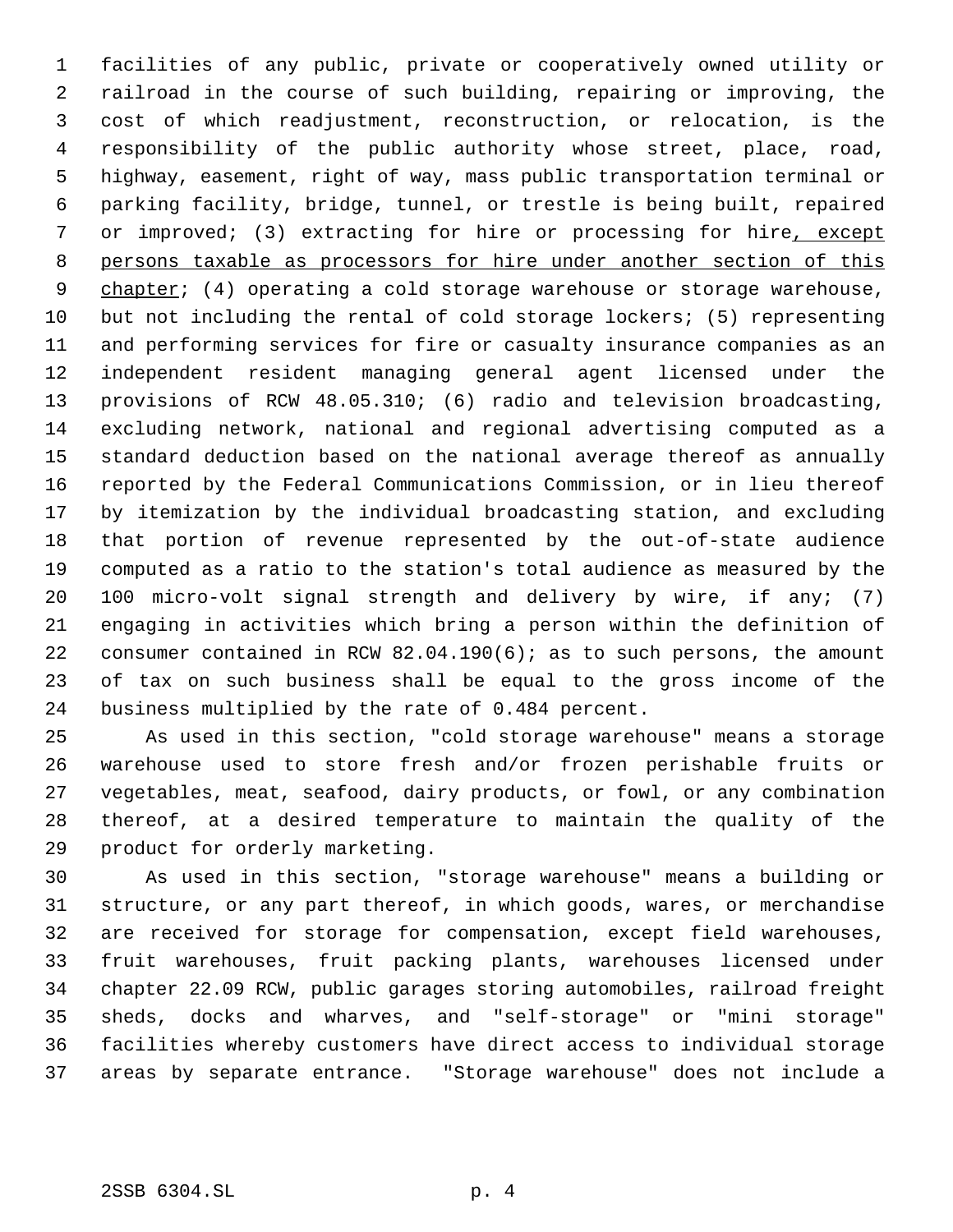facilities of any public, private or cooperatively owned utility or railroad in the course of such building, repairing or improving, the cost of which readjustment, reconstruction, or relocation, is the responsibility of the public authority whose street, place, road, highway, easement, right of way, mass public transportation terminal or parking facility, bridge, tunnel, or trestle is being built, repaired or improved; (3) extracting for hire or processing for hire<u>, except persons taxable as processors for hire under another section of this chapter</u>; (4) operating a cold storage warehouse or storage warehouse, but not including the rental of cold storage lockers; (5) representing and performing services for fire or casualty insurance companies as an independent resident managing general agent licensed under the provisions of RCW 48.05.310; (6) radio and television broadcasting, excluding network, national and regional advertising computed as a standard deduction based on the national average thereof as annually reported by the Federal Communications Commission, or in lieu thereof by itemization by the individual broadcasting station, and excluding that portion of revenue represented by the out-of-state audience computed as a ratio to the station's total audience as measured by the 100 micro-volt signal strength and delivery by wire, if any; (7) engaging in activities which bring a person within the definition of consumer contained in RCW 82.04.190(6); as to such persons, the amount of tax on such business shall be equal to the gross income of the business multiplied by the rate of 0.484 percent.

As used in this section, "cold storage warehouse" means a storage warehouse used to store fresh and/or frozen perishable fruits or vegetables, meat, seafood, dairy products, or fowl, or any combination thereof, at a desired temperature to maintain the quality of the product for orderly marketing.

As used in this section, "storage warehouse" means a building or structure, or any part thereof, in which goods, wares, or merchandise are received for storage for compensation, except field warehouses, fruit warehouses, fruit packing plants, warehouses licensed under chapter 22.09 RCW, public garages storing automobiles, railroad freight sheds, docks and wharves, and "self-storage" or "mini storage" facilities whereby customers have direct access to individual storage areas by separate entrance. "Storage warehouse" does not include a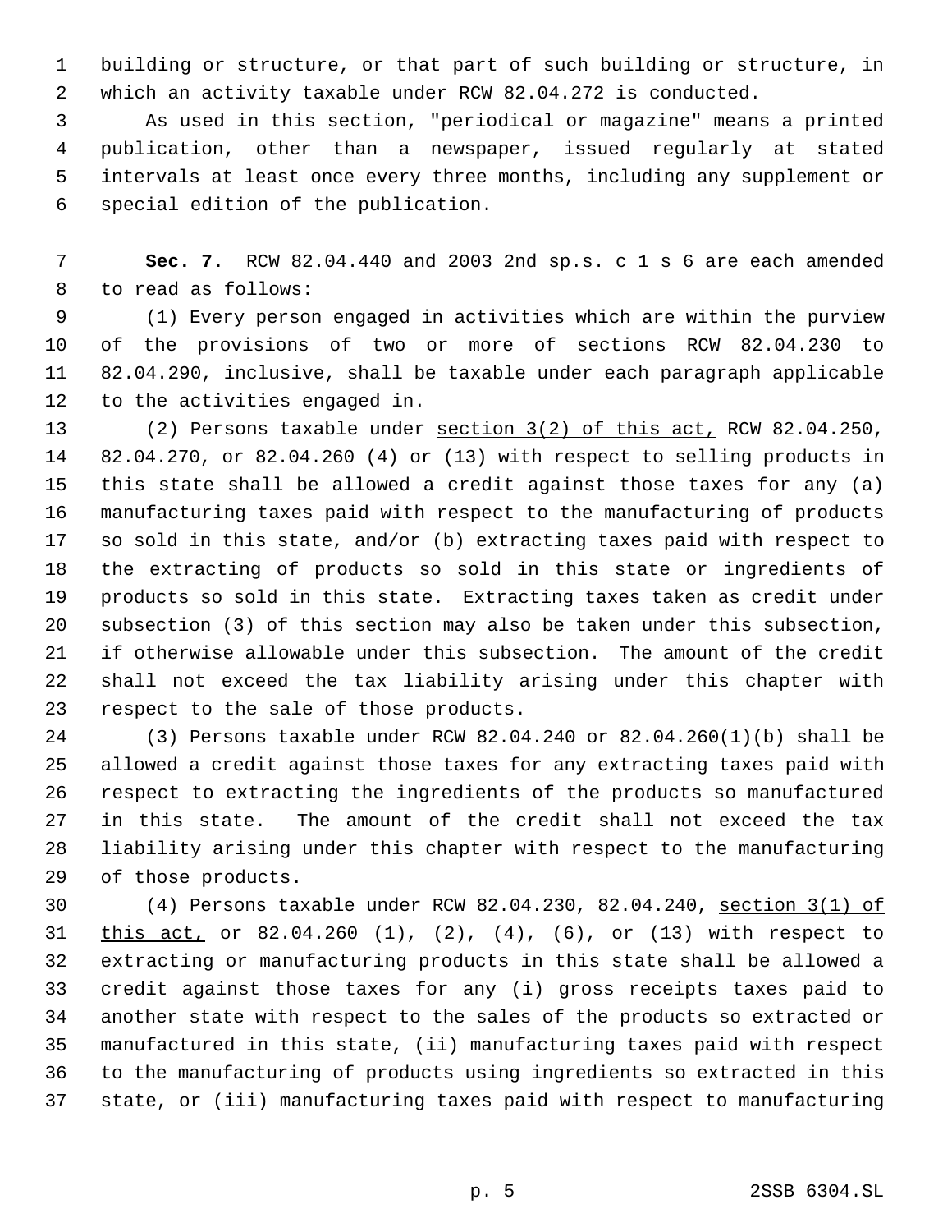building or structure, or that part of such building or structure, in which an activity taxable under RCW 82.04.272 is conducted.

As used in this section, "periodical or magazine" means a printed publication, other than a newspaper, issued regularly at stated intervals at least once every three months, including any supplement or special edition of the publication.

**Sec. 7.** RCW 82.04.440 and 2003 2nd sp.s. c 1 s 6 are each amended to read as follows:

(1) Every person engaged in activities which are within the purview of the provisions of two or more of sections RCW 82.04.230 to 82.04.290, inclusive, shall be taxable under each paragraph applicable to the activities engaged in.

(2) Persons taxable under <u>section 3(2) of this act,</u> RCW 82.04.250, 82.04.270, or 82.04.260 (4) or (13) with respect to selling products in this state shall be allowed a credit against those taxes for any (a) manufacturing taxes paid with respect to the manufacturing of products so sold in this state, and/or (b) extracting taxes paid with respect to the extracting of products so sold in this state or ingredients of products so sold in this state. Extracting taxes taken as credit under subsection (3) of this section may also be taken under this subsection, if otherwise allowable under this subsection. The amount of the credit shall not exceed the tax liability arising under this chapter with respect to the sale of those products.

(3) Persons taxable under RCW 82.04.240 or 82.04.260(1)(b) shall be allowed a credit against those taxes for any extracting taxes paid with respect to extracting the ingredients of the products so manufactured in this state. The amount of the credit shall not exceed the tax liability arising under this chapter with respect to the manufacturing of those products.

(4) Persons taxable under RCW 82.04.230, 82.04.240, <u>section 3(1) of this act,</u> or 82.04.260 (1), (2), (4), (6), or (13) with respect to extracting or manufacturing products in this state shall be allowed a credit against those taxes for any (i) gross receipts taxes paid to another state with respect to the sales of the products so extracted or manufactured in this state, (ii) manufacturing taxes paid with respect to the manufacturing of products using ingredients so extracted in this state, or (iii) manufacturing taxes paid with respect to manufacturing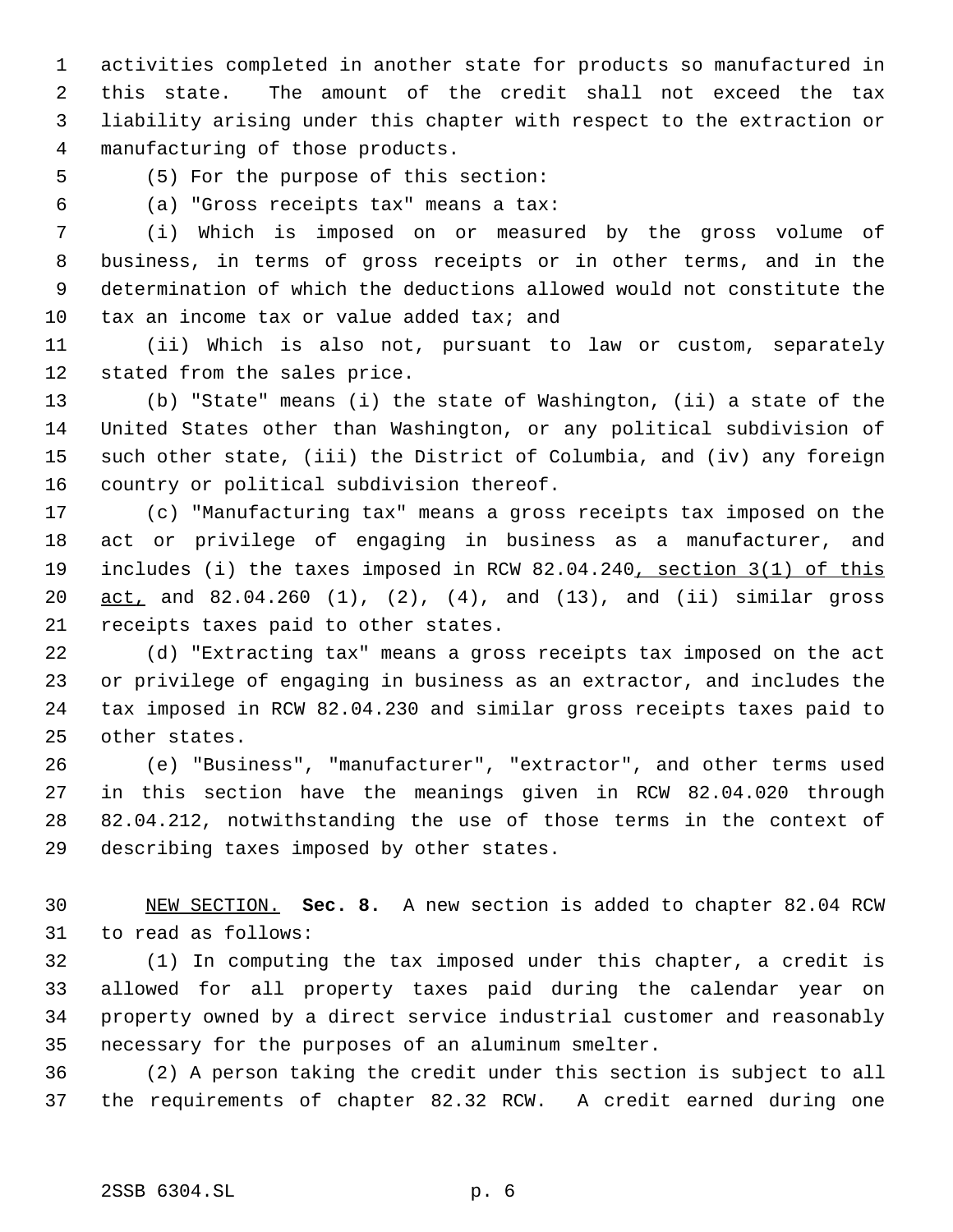activities completed in another state for products so manufactured in this state. The amount of the credit shall not exceed the tax liability arising under this chapter with respect to the extraction or manufacturing of those products.

(5) For the purpose of this section:

(a) "Gross receipts tax" means a tax:

(i) Which is imposed on or measured by the gross volume of business, in terms of gross receipts or in other terms, and in the determination of which the deductions allowed would not constitute the tax an income tax or value added tax; and

(ii) Which is also not, pursuant to law or custom, separately stated from the sales price.

(b) "State" means (i) the state of Washington, (ii) a state of the United States other than Washington, or any political subdivision of such other state, (iii) the District of Columbia, and (iv) any foreign country or political subdivision thereof.

(c) "Manufacturing tax" means a gross receipts tax imposed on the act or privilege of engaging in business as a manufacturer, and includes (i) the taxes imposed in RCW 82.04.240<u>, section 3(1) of this act,</u> and 82.04.260 (1), (2), (4), and (13), and (ii) similar gross receipts taxes paid to other states.

(d) "Extracting tax" means a gross receipts tax imposed on the act or privilege of engaging in business as an extractor, and includes the tax imposed in RCW 82.04.230 and similar gross receipts taxes paid to other states.

(e) "Business", "manufacturer", "extractor", and other terms used in this section have the meanings given in RCW 82.04.020 through 82.04.212, notwithstanding the use of those terms in the context of describing taxes imposed by other states.

<u>NEW SECTION.</u> **Sec. 8.** A new section is added to chapter 82.04 RCW to read as follows:

(1) In computing the tax imposed under this chapter, a credit is allowed for all property taxes paid during the calendar year on property owned by a direct service industrial customer and reasonably necessary for the purposes of an aluminum smelter.

(2) A person taking the credit under this section is subject to all the requirements of chapter 82.32 RCW. A credit earned during one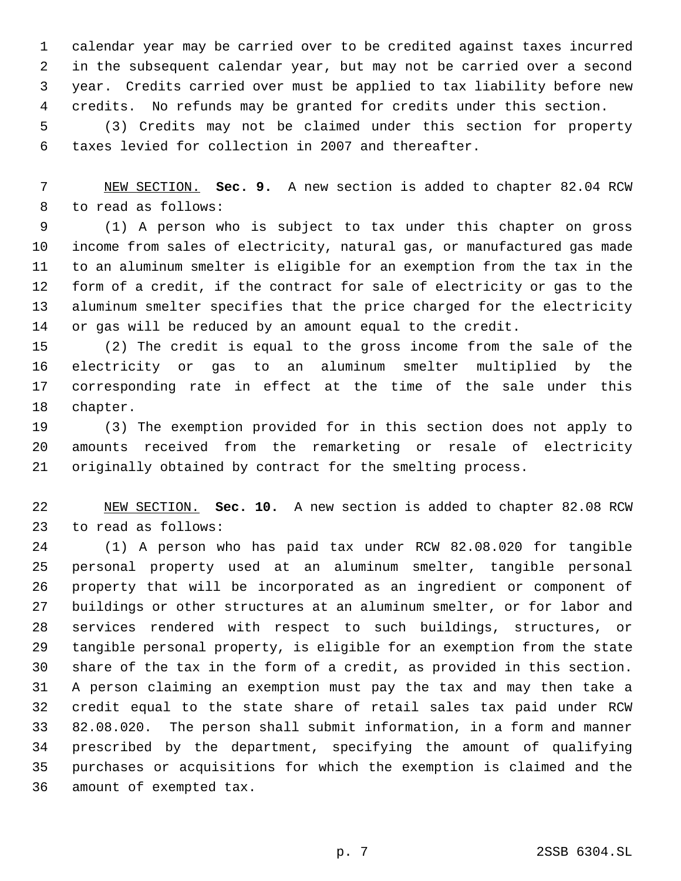calendar year may be carried over to be credited against taxes incurred in the subsequent calendar year, but may not be carried over a second year. Credits carried over must be applied to tax liability before new credits. No refunds may be granted for credits under this section.

(3) Credits may not be claimed under this section for property taxes levied for collection in 2007 and thereafter.

NEW SECTION. **Sec. 9.** A new section is added to chapter 82.04 RCW to read as follows:

(1) A person who is subject to tax under this chapter on gross income from sales of electricity, natural gas, or manufactured gas made to an aluminum smelter is eligible for an exemption from the tax in the form of a credit, if the contract for sale of electricity or gas to the aluminum smelter specifies that the price charged for the electricity or gas will be reduced by an amount equal to the credit.

(2) The credit is equal to the gross income from the sale of the electricity or gas to an aluminum smelter multiplied by the corresponding rate in effect at the time of the sale under this chapter.

(3) The exemption provided for in this section does not apply to amounts received from the remarketing or resale of electricity originally obtained by contract for the smelting process.

NEW SECTION. **Sec. 10.** A new section is added to chapter 82.08 RCW to read as follows:

(1) A person who has paid tax under RCW 82.08.020 for tangible personal property used at an aluminum smelter, tangible personal property that will be incorporated as an ingredient or component of buildings or other structures at an aluminum smelter, or for labor and services rendered with respect to such buildings, structures, or tangible personal property, is eligible for an exemption from the state share of the tax in the form of a credit, as provided in this section. A person claiming an exemption must pay the tax and may then take a credit equal to the state share of retail sales tax paid under RCW 82.08.020. The person shall submit information, in a form and manner prescribed by the department, specifying the amount of qualifying purchases or acquisitions for which the exemption is claimed and the amount of exempted tax.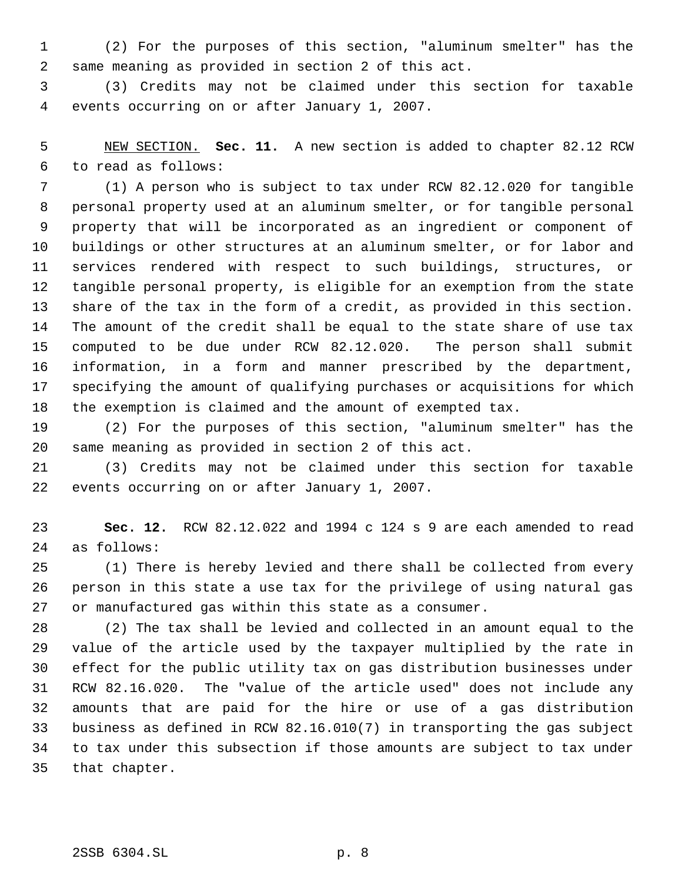(2) For the purposes of this section, "aluminum smelter" has the same meaning as provided in section 2 of this act.

(3) Credits may not be claimed under this section for taxable events occurring on or after January 1, 2007.

NEW SECTION. **Sec. 11.** A new section is added to chapter 82.12 RCW to read as follows:

(1) A person who is subject to tax under RCW 82.12.020 for tangible personal property used at an aluminum smelter, or for tangible personal property that will be incorporated as an ingredient or component of buildings or other structures at an aluminum smelter, or for labor and services rendered with respect to such buildings, structures, or tangible personal property, is eligible for an exemption from the state share of the tax in the form of a credit, as provided in this section. The amount of the credit shall be equal to the state share of use tax computed to be due under RCW 82.12.020. The person shall submit information, in a form and manner prescribed by the department, specifying the amount of qualifying purchases or acquisitions for which the exemption is claimed and the amount of exempted tax.

(2) For the purposes of this section, "aluminum smelter" has the same meaning as provided in section 2 of this act.

(3) Credits may not be claimed under this section for taxable events occurring on or after January 1, 2007.

**Sec. 12.** RCW 82.12.022 and 1994 c 124 s 9 are each amended to read as follows:

(1) There is hereby levied and there shall be collected from every person in this state a use tax for the privilege of using natural gas or manufactured gas within this state as a consumer.

(2) The tax shall be levied and collected in an amount equal to the value of the article used by the taxpayer multiplied by the rate in effect for the public utility tax on gas distribution businesses under RCW 82.16.020. The "value of the article used" does not include any amounts that are paid for the hire or use of a gas distribution business as defined in RCW 82.16.010(7) in transporting the gas subject to tax under this subsection if those amounts are subject to tax under that chapter.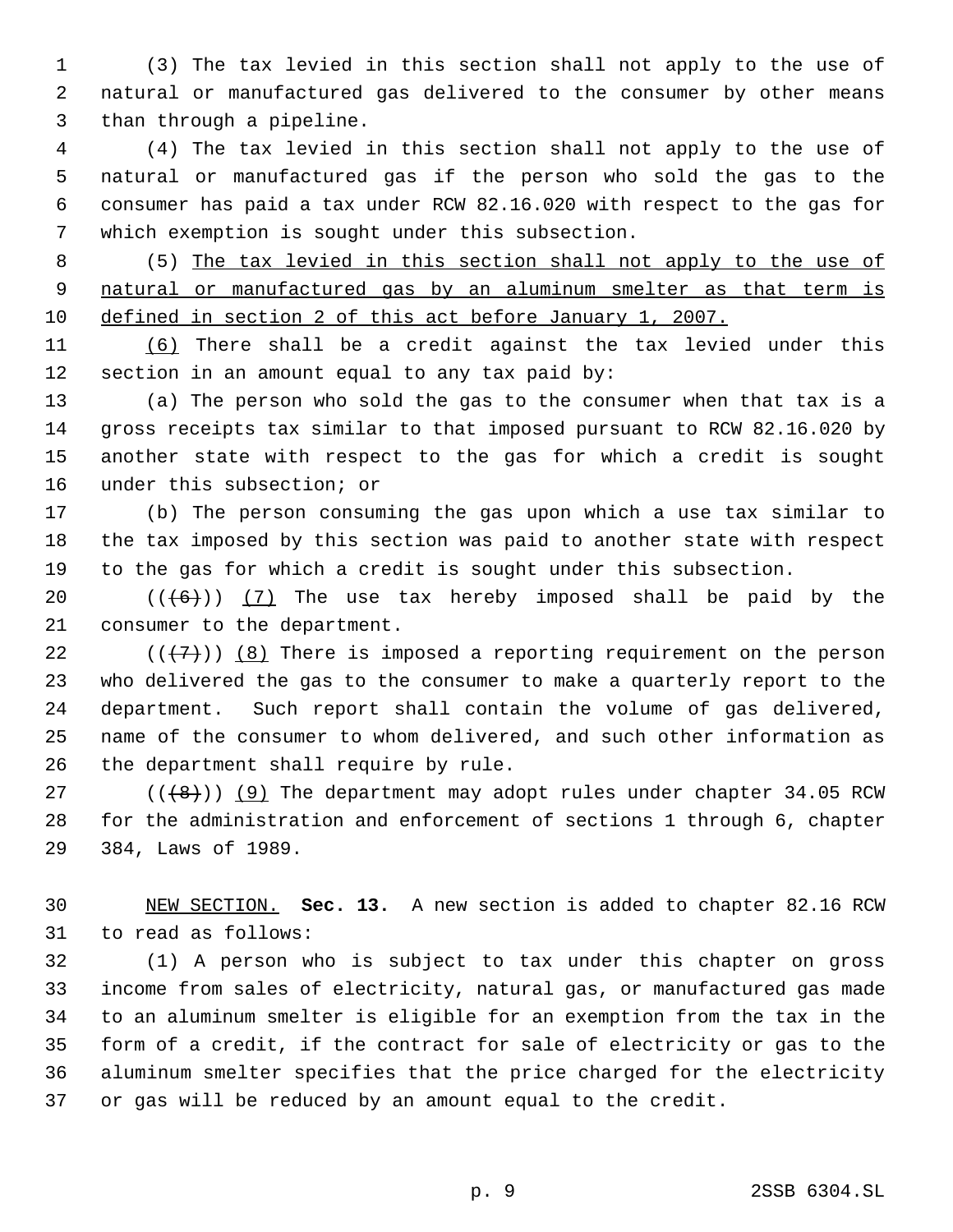(3) The tax levied in this section shall not apply to the use of natural or manufactured gas delivered to the consumer by other means than through a pipeline.

(4) The tax levied in this section shall not apply to the use of natural or manufactured gas if the person who sold the gas to the consumer has paid a tax under RCW 82.16.020 with respect to the gas for which exemption is sought under this subsection.

(5) The tax levied in this section shall not apply to the use of natural or manufactured gas by an aluminum smelter as that term is defined in section 2 of this act before January 1, 2007.

(6) There shall be a credit against the tax levied under this section in an amount equal to any tax paid by:

(a) The person who sold the gas to the consumer when that tax is a gross receipts tax similar to that imposed pursuant to RCW 82.16.020 by another state with respect to the gas for which a credit is sought under this subsection; or

(b) The person consuming the gas upon which a use tax similar to the tax imposed by this section was paid to another state with respect to the gas for which a credit is sought under this subsection.

(((6))) (7) The use tax hereby imposed shall be paid by the consumer to the department.

(((7))) (8) There is imposed a reporting requirement on the person who delivered the gas to the consumer to make a quarterly report to the department. Such report shall contain the volume of gas delivered, name of the consumer to whom delivered, and such other information as the department shall require by rule.

(((8))) (9) The department may adopt rules under chapter 34.05 RCW for the administration and enforcement of sections 1 through 6, chapter 384, Laws of 1989.

NEW SECTION. **Sec. 13.** A new section is added to chapter 82.16 RCW to read as follows:

(1) A person who is subject to tax under this chapter on gross income from sales of electricity, natural gas, or manufactured gas made to an aluminum smelter is eligible for an exemption from the tax in the form of a credit, if the contract for sale of electricity or gas to the aluminum smelter specifies that the price charged for the electricity or gas will be reduced by an amount equal to the credit.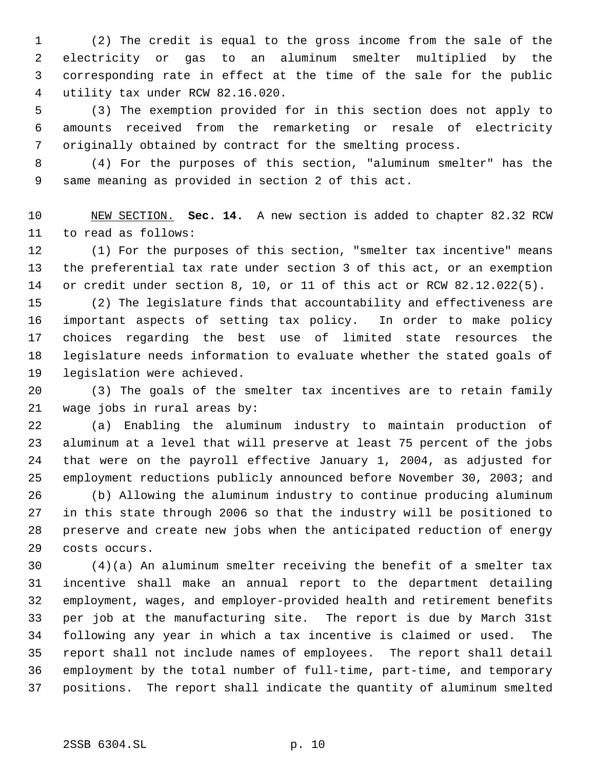(2) The credit is equal to the gross income from the sale of the electricity or gas to an aluminum smelter multiplied by the corresponding rate in effect at the time of the sale for the public utility tax under RCW 82.16.020.

(3) The exemption provided for in this section does not apply to amounts received from the remarketing or resale of electricity originally obtained by contract for the smelting process.

(4) For the purposes of this section, "aluminum smelter" has the same meaning as provided in section 2 of this act.

NEW SECTION. **Sec. 14.** A new section is added to chapter 82.32 RCW to read as follows:

(1) For the purposes of this section, "smelter tax incentive" means the preferential tax rate under section 3 of this act, or an exemption or credit under section 8, 10, or 11 of this act or RCW 82.12.022(5).

(2) The legislature finds that accountability and effectiveness are important aspects of setting tax policy. In order to make policy choices regarding the best use of limited state resources the legislature needs information to evaluate whether the stated goals of legislation were achieved.

(3) The goals of the smelter tax incentives are to retain family wage jobs in rural areas by:

(a) Enabling the aluminum industry to maintain production of aluminum at a level that will preserve at least 75 percent of the jobs that were on the payroll effective January 1, 2004, as adjusted for employment reductions publicly announced before November 30, 2003; and

(b) Allowing the aluminum industry to continue producing aluminum in this state through 2006 so that the industry will be positioned to preserve and create new jobs when the anticipated reduction of energy costs occurs.

(4)(a) An aluminum smelter receiving the benefit of a smelter tax incentive shall make an annual report to the department detailing employment, wages, and employer-provided health and retirement benefits per job at the manufacturing site. The report is due by March 31st following any year in which a tax incentive is claimed or used. The report shall not include names of employees. The report shall detail employment by the total number of full-time, part-time, and temporary positions. The report shall indicate the quantity of aluminum smelted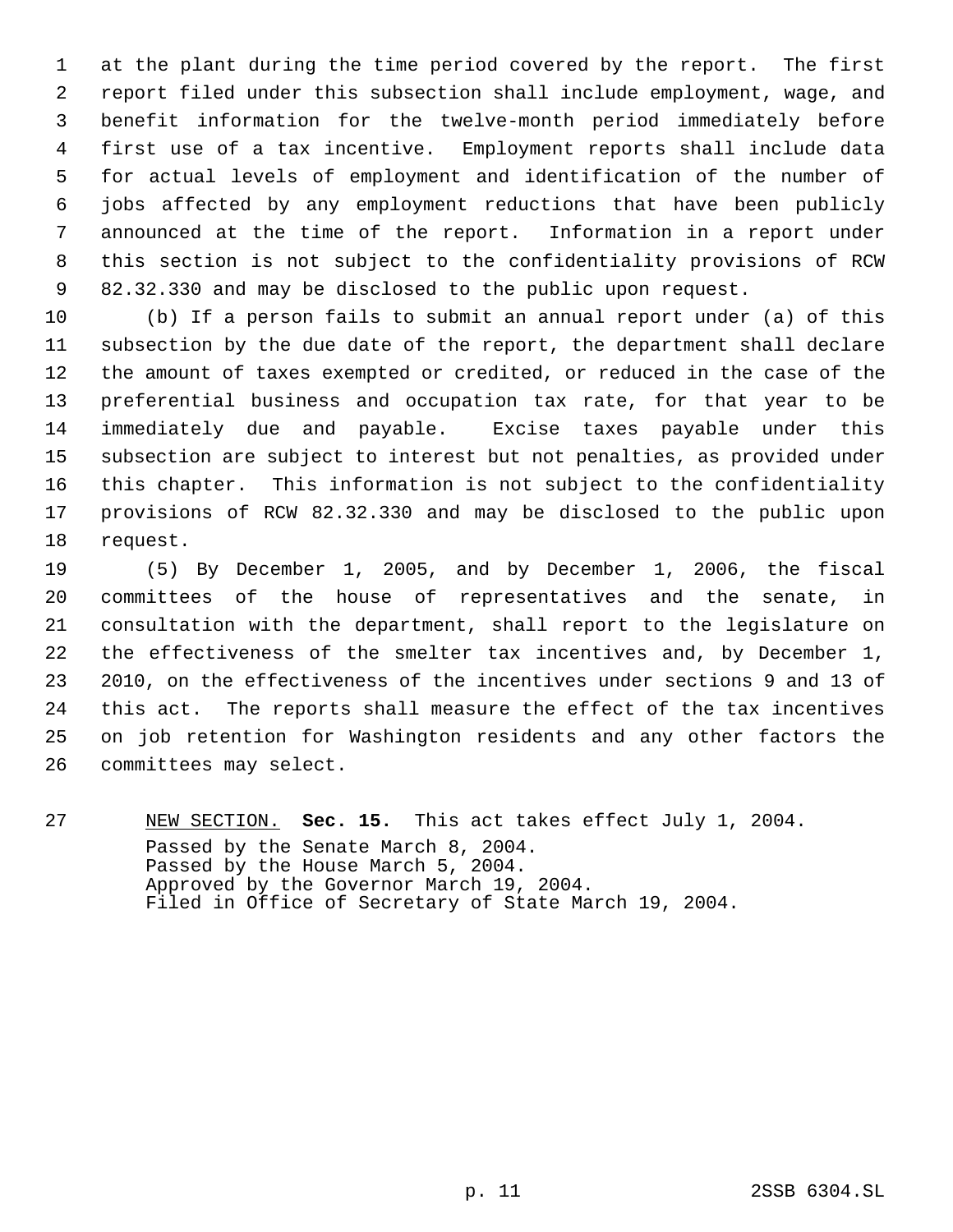at the plant during the time period covered by the report. The first report filed under this subsection shall include employment, wage, and benefit information for the twelve-month period immediately before first use of a tax incentive. Employment reports shall include data for actual levels of employment and identification of the number of jobs affected by any employment reductions that have been publicly announced at the time of the report. Information in a report under this section is not subject to the confidentiality provisions of RCW 82.32.330 and may be disclosed to the public upon request.

(b) If a person fails to submit an annual report under (a) of this subsection by the due date of the report, the department shall declare the amount of taxes exempted or credited, or reduced in the case of the preferential business and occupation tax rate, for that year to be immediately due and payable. Excise taxes payable under this subsection are subject to interest but not penalties, as provided under this chapter. This information is not subject to the confidentiality provisions of RCW 82.32.330 and may be disclosed to the public upon request.

(5) By December 1, 2005, and by December 1, 2006, the fiscal committees of the house of representatives and the senate, in consultation with the department, shall report to the legislature on the effectiveness of the smelter tax incentives and, by December 1, 2010, on the effectiveness of the incentives under sections 9 and 13 of this act. The reports shall measure the effect of the tax incentives on job retention for Washington residents and any other factors the committees may select.

NEW SECTION. **Sec. 15.** This act takes effect July 1, 2004.

Passed by the Senate March 8, 2004.
Passed by the House March 5, 2004.
Approved by the Governor March 19, 2004.
Filed in Office of Secretary of State March 19, 2004.